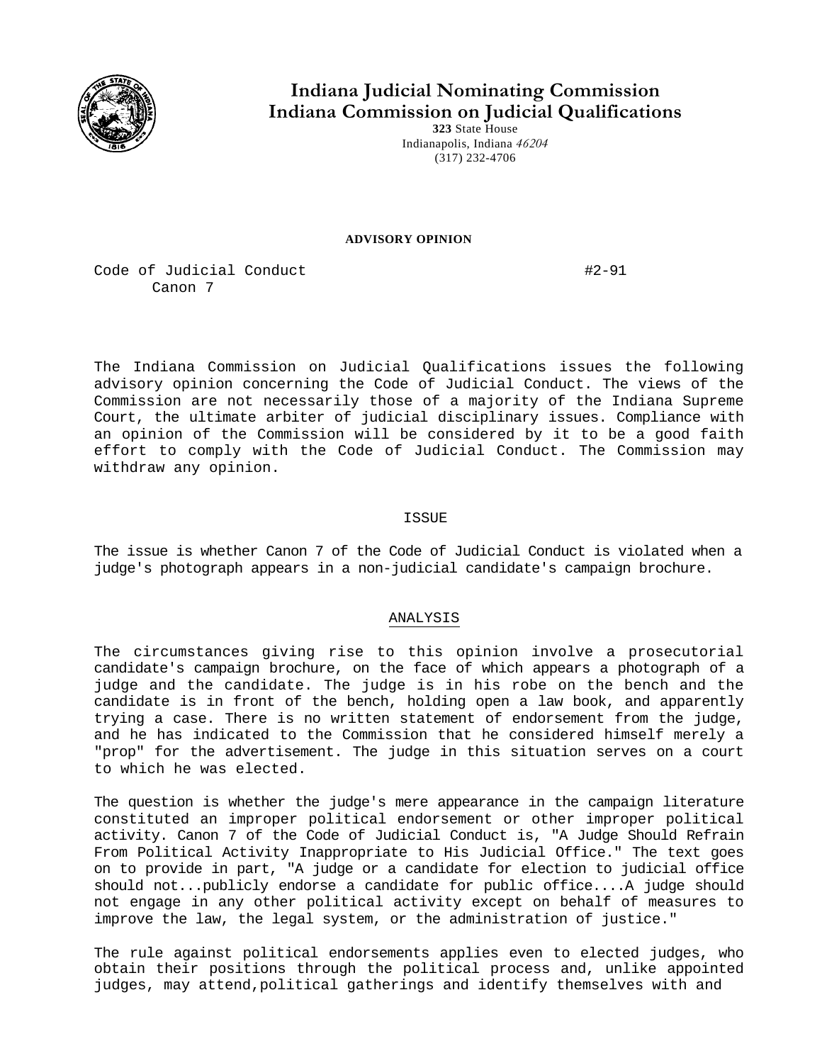# Indiana Judicial Nominating Commission
# Indiana Commission on Judicial Qualifications

**323** State House
Indianapolis, Indiana *46204*
(317) 232-4706

**ADVISORY OPINION**

Code of Judicial Conduct — #2-91
Canon 7

The Indiana Commission on Judicial Qualifications issues the following advisory opinion concerning the Code of Judicial Conduct. The views of the Commission are not necessarily those of a majority of the Indiana Supreme Court, the ultimate arbiter of judicial disciplinary issues. Compliance with an opinion of the Commission will be considered by it to be a good faith effort to comply with the Code of Judicial Conduct. The Commission may withdraw any opinion.

## ISSUE

The issue is whether Canon 7 of the Code of Judicial Conduct is violated when a judge's photograph appears in a non-judicial candidate's campaign brochure.

## ANALYSIS

The circumstances giving rise to this opinion involve a prosecutorial candidate's campaign brochure, on the face of which appears a photograph of a judge and the candidate. The judge is in his robe on the bench and the candidate is in front of the bench, holding open a law book, and apparently trying a case. There is no written statement of endorsement from the judge, and he has indicated to the Commission that he considered himself merely a "prop" for the advertisement. The judge in this situation serves on a court to which he was elected.

The question is whether the judge's mere appearance in the campaign literature constituted an improper political endorsement or other improper political activity. Canon 7 of the Code of Judicial Conduct is, "A Judge Should Refrain From Political Activity Inappropriate to His Judicial Office." The text goes on to provide in part, "A judge or a candidate for election to judicial office should not...publicly endorse a candidate for public office....A judge should not engage in any other political activity except on behalf of measures to improve the law, the legal system, or the administration of justice."

The rule against political endorsements applies even to elected judges, who obtain their positions through the political process and, unlike appointed judges, may attend,political gatherings and identify themselves with and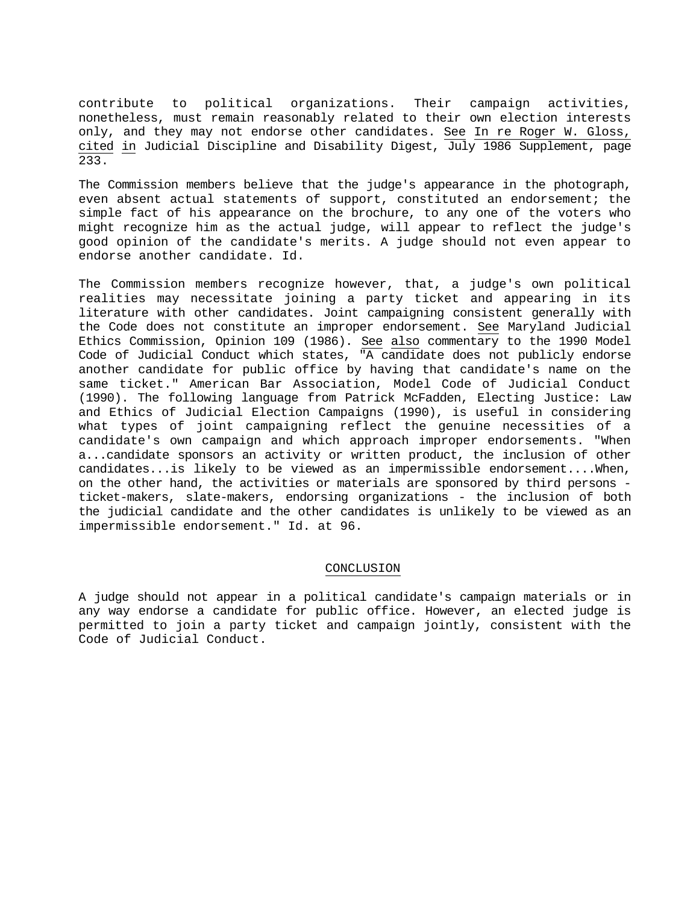contribute to political organizations. Their campaign activities, nonetheless, must remain reasonably related to their own election interests only, and they may not endorse other candidates. See In re Roger W. Gloss, cited in Judicial Discipline and Disability Digest, July 1986 Supplement, page 233.

The Commission members believe that the judge's appearance in the photograph, even absent actual statements of support, constituted an endorsement; the simple fact of his appearance on the brochure, to any one of the voters who might recognize him as the actual judge, will appear to reflect the judge's good opinion of the candidate's merits. A judge should not even appear to endorse another candidate. Id.

The Commission members recognize however, that, a judge's own political realities may necessitate joining a party ticket and appearing in its literature with other candidates. Joint campaigning consistent generally with the Code does not constitute an improper endorsement. See Maryland Judicial Ethics Commission, Opinion 109 (1986). See also commentary to the 1990 Model Code of Judicial Conduct which states, "A candidate does not publicly endorse another candidate for public office by having that candidate's name on the same ticket." American Bar Association, Model Code of Judicial Conduct (1990). The following language from Patrick McFadden, Electing Justice: Law and Ethics of Judicial Election Campaigns (1990), is useful in considering what types of joint campaigning reflect the genuine necessities of a candidate's own campaign and which approach improper endorsements. "When a...candidate sponsors an activity or written product, the inclusion of other candidates...is likely to be viewed as an impermissible endorsement....When, on the other hand, the activities or materials are sponsored by third persons - ticket-makers, slate-makers, endorsing organizations - the inclusion of both the judicial candidate and the other candidates is unlikely to be viewed as an impermissible endorsement." Id. at 96.

## CONCLUSION

A judge should not appear in a political candidate's campaign materials or in any way endorse a candidate for public office. However, an elected judge is permitted to join a party ticket and campaign jointly, consistent with the Code of Judicial Conduct.